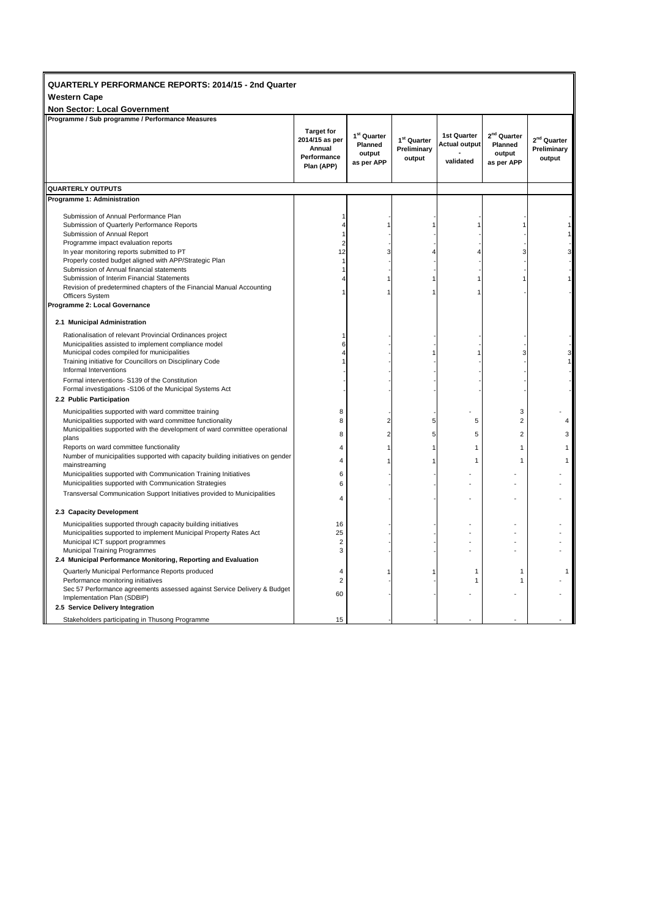# QUARTERLY PERFORMANCE REPORTS: 2014/15 - 2nd Quarter

**Western Cape**

**Non Sector: Local Government**

| Programme / Sub programme / Performance Measures | Target for 2014/15 as per Annual Performance Plan (APP) | 1st Quarter Planned output as per APP | 1st Quarter Preliminary output | 1st Quarter Actual output - validated | 2nd Quarter Planned output as per APP | 2nd Quarter Preliminary output |
|---|---|---|---|---|---|---|
| **QUARTERLY OUTPUTS** | | | | | | |
| **Programme 1: Administration** | | | | | | |
| Submission of Annual Performance Plan | 1 | - | - | - | - | - |
| Submission of Quarterly Performance Reports | 4 | 1 | 1 | 1 | 1 | 1 |
| Submission of Annual Report | 1 | - | - | - | - | 1 |
| Programme impact evaluation reports | 2 | - | - | - | - | - |
| In year monitoring reports submitted to PT | 12 | 3 | 4 | 4 | 3 | 3 |
| Properly costed budget aligned with APP/Strategic Plan | 1 | - | - | - | - | - |
| Submission of Annual financial statements | 1 | - | - | - | - | - |
| Submission of Interim Financial Statements | 4 | 1 | 1 | 1 | 1 | 1 |
| Revision of predetermined chapters of the Financial Manual Accounting Officers System | 1 | 1 | 1 | 1 | - | - |
| **Programme 2: Local Governance** | | | | | | |
| **2.1 Municipal Administration** | | | | | | |
| Rationalisation of relevant Provincial Ordinances project | 1 | - | - | - | - | - |
| Municipalities assisted to implement compliance model | 6 | - | - | - | - | - |
| Municipal codes compiled for municipalities | 4 | - | 1 | 1 | 3 | 3 |
| Training initiative for Councillors on Disciplinary Code | 1 | - | - | - | - | 1 |
| Informal Interventions | - | - | - | - | - | - |
| Formal interventions- S139 of the Constitution | - | - | - | - | - | - |
| Formal investigations -S106 of the Municipal Systems Act | - | - | - | - | - | - |
| **2.2 Public Participation** | | | | | | |
| Municipalities supported with ward committee training | 8 | - | - | - | 3 | - |
| Municipalities supported with ward committee functionality | 8 | 2 | 5 | 5 | 2 | 4 |
| Municipalities supported with the development of ward committee operational plans | 8 | 2 | 5 | 5 | 2 | 3 |
| Reports on ward committee functionality | 4 | 1 | 1 | 1 | 1 | 1 |
| Number of municipalities supported with capacity building initiatives on gender mainstreaming | 4 | 1 | 1 | 1 | 1 | 1 |
| Municipalities supported with Communication Training Initiatives | 6 | - | - | - | - | - |
| Municipalities supported with Communication Strategies | 6 | - | - | - | - | - |
| Transversal Communication Support Initiatives provided to Municipalities | 4 | - | - | - | - | - |
| **2.3 Capacity Development** | | | | | | |
| Municipalities supported through capacity building initiatives | 16 | - | - | - | - | - |
| Municipalities supported to implement Municipal Property Rates Act | 25 | - | - | - | - | - |
| Municipal ICT support programmes | 2 | - | - | - | - | - |
| Municipal Training Programmes | 3 | - | - | - | - | - |
| **2.4 Municipal Performance Monitoring, Reporting and Evaluation** | | | | | | |
| Quarterly Municipal Performance Reports produced | 4 | 1 | 1 | 1 | 1 | 1 |
| Performance monitoring initiatives | 2 | - | - | 1 | 1 | - |
| Sec 57 Performance agreements assessed against Service Delivery & Budget Implementation Plan (SDBIP) | 60 | - | - | - | - | - |
| **2.5 Service Delivery Integration** | | | | | | |
| Stakeholders participating in Thusong Programme | 15 | - | - | - | - | - |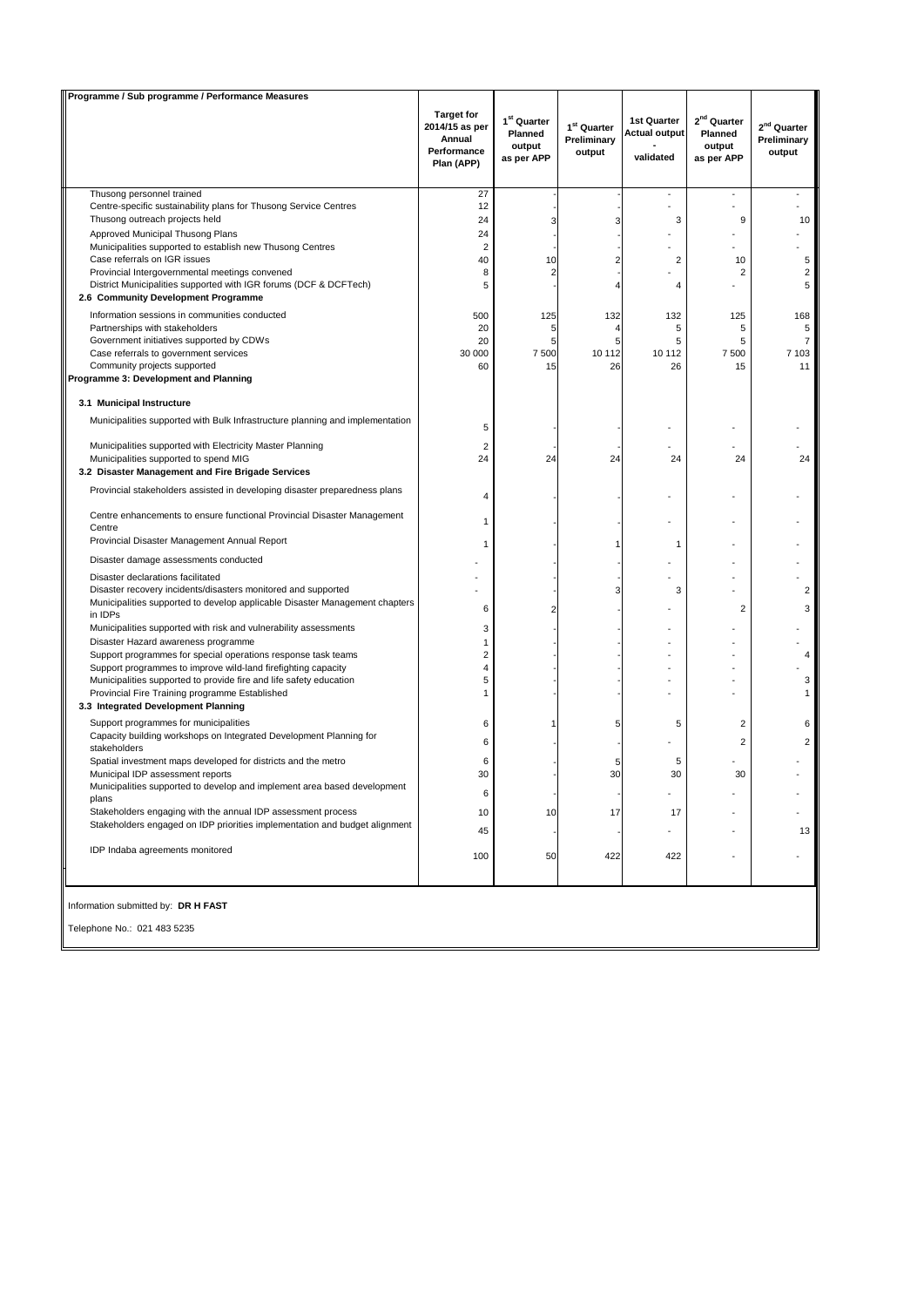| Programme / Sub programme / Performance Measures | Target for 2014/15 as per Annual Performance Plan (APP) | 1st Quarter Planned output as per APP | 1st Quarter Preliminary output | 1st Quarter Actual output - validated | 2nd Quarter Planned output as per APP | 2nd Quarter Preliminary output |
|---|---|---|---|---|---|---|
| Thusong personnel trained | 27 | - | - | - | - | - |
| Centre-specific sustainability plans for Thusong Service Centres | 12 | - | - | - | - | - |
| Thusong outreach projects held | 24 | 3 | 3 | 3 | 9 | 10 |
| Approved Municipal Thusong Plans | 24 | - | - | - | - | - |
| Municipalities supported to establish new Thusong Centres | 2 | - | - | - | - | - |
| Case referrals on IGR issues | 40 | 10 | 2 | 2 | 10 | 5 |
| Provincial Intergovernmental meetings convened | 8 | 2 | - | - | 2 | 2 |
| District Municipalities supported with IGR forums (DCF & DCFTech) | 5 | - | 4 | 4 | - | 5 |
| **2.6 Community Development Programme** | | | | | | |
| Information sessions in communities conducted | 500 | 125 | 132 | 132 | 125 | 168 |
| Partnerships with stakeholders | 20 | 5 | 4 | 5 | 5 | 5 |
| Government initiatives supported by CDWs | 20 | 5 | 5 | 5 | 5 | 7 |
| Case referrals to government services | 30 000 | 7 500 | 10 112 | 10 112 | 7 500 | 7 103 |
| Community projects supported | 60 | 15 | 26 | 26 | 15 | 11 |
| **Programme 3: Development and Planning** | | | | | | |
| **3.1 Municipal Instructure** | | | | | | |
| Municipalities supported with Bulk Infrastructure planning and implementation | 5 | - | - | - | - | - |
| Municipalities supported with Electricity Master Planning | 2 | - | - | - | - | - |
| Municipalities supported to spend MIG | 24 | 24 | 24 | 24 | 24 | 24 |
| **3.2 Disaster Management and Fire Brigade Services** | | | | | | |
| Provincial stakeholders assisted in developing disaster preparedness plans | 4 | - | - | - | - | - |
| Centre enhancements to ensure functional Provincial Disaster Management Centre | 1 | - | - | - | - | - |
| Provincial Disaster Management Annual Report | 1 | - | 1 | 1 | - | - |
| Disaster damage assessments conducted | - | - | - | - | - | - |
| Disaster declarations facilitated | - | - | - | - | - | - |
| Disaster recovery incidents/disasters monitored and supported | - | - | 3 | 3 | - | 2 |
| Municipalities supported to develop applicable Disaster Management chapters in IDPs | 6 | 2 | - | - | 2 | 3 |
| Municipalities supported with risk and vulnerability assessments | 3 | - | - | - | - | - |
| Disaster Hazard awareness programme | 1 | - | - | - | - | - |
| Support programmes for special operations response task teams | 2 | - | - | - | - | 4 |
| Support programmes to improve wild-land firefighting capacity | 4 | - | - | - | - | - |
| Municipalities supported to provide fire and life safety education | 5 | - | - | - | - | 3 |
| Provincial Fire Training programme Established | 1 | - | - | - | - | 1 |
| **3.3 Integrated Development Planning** | | | | | | |
| Support programmes for municipalities | 6 | 1 | 5 | 5 | 2 | 6 |
| Capacity building workshops on Integrated Development Planning for stakeholders | 6 | - | - | - | 2 | 2 |
| Spatial investment maps developed for districts and the metro | 6 | - | 5 | 5 | - | - |
| Municipal IDP assessment reports | 30 | - | 30 | 30 | 30 | - |
| Municipalities supported to develop and implement area based development plans | 6 | - | - | - | - | - |
| Stakeholders engaging with the annual IDP assessment process | 10 | 10 | 17 | 17 | - | - |
| Stakeholders engaged on IDP priorities implementation and budget alignment | 45 | - | - | - | - | 13 |
| IDP Indaba agreements monitored | 100 | 50 | 422 | 422 | - | - |

Information submitted by: **DR H FAST**

Telephone No.: 021 483 5235